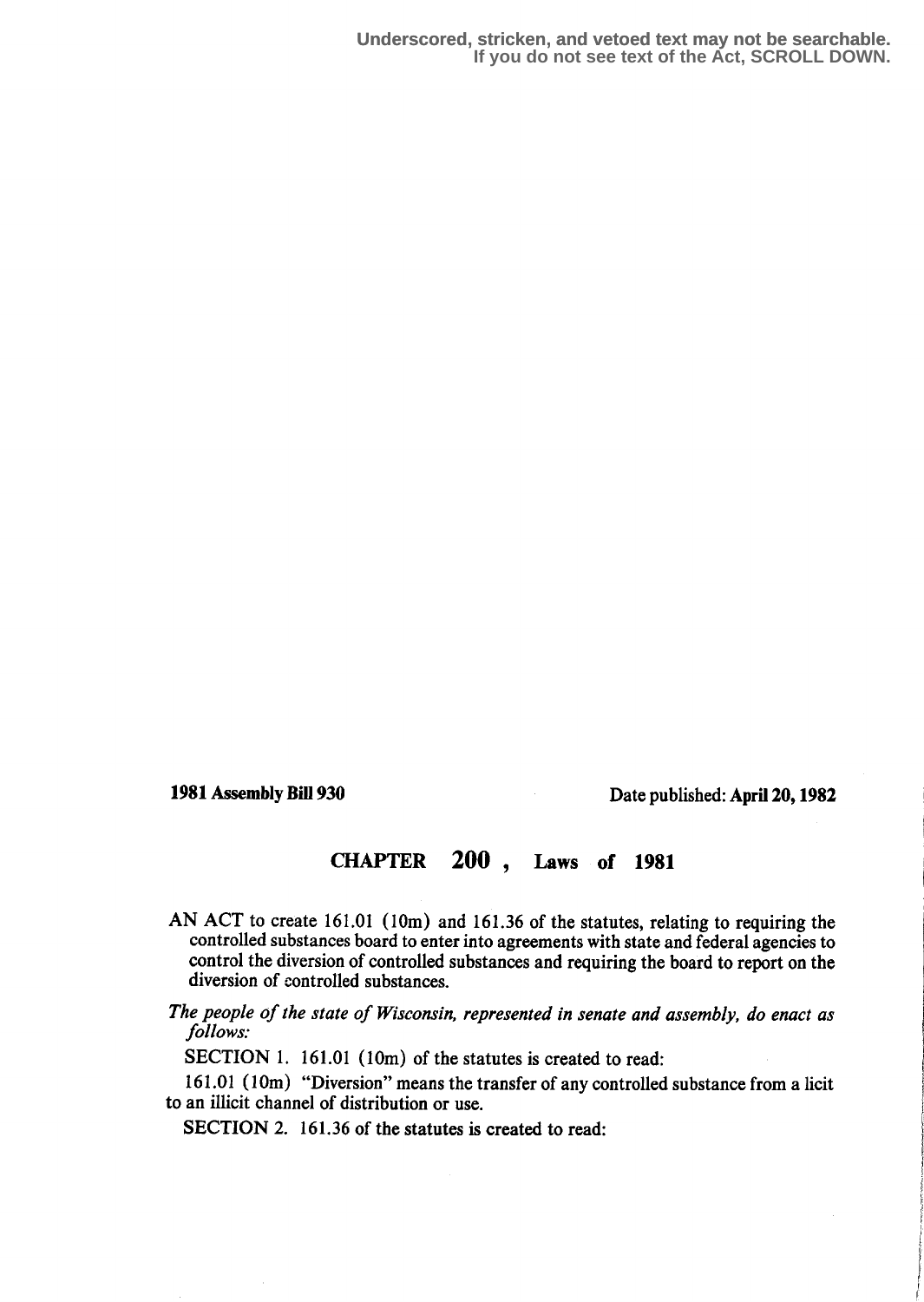Underscored, stricken, and vetoed text may not be searchable.
If you do not see text of the Act, SCROLL DOWN.

**1981 Assembly Bill 930** Date published: **April 20, 1982**

# CHAPTER 200 , Laws of 1981

AN ACT to create 161.01 (10m) and 161.36 of the statutes, relating to requiring the controlled substances board to enter into agreements with state and federal agencies to control the diversion of controlled substances and requiring the board to report on the diversion of controlled substances.

*The people of the state of Wisconsin, represented in senate and assembly, do enact as follows:*

SECTION 1. 161.01 (10m) of the statutes is created to read:

161.01 (10m) "Diversion" means the transfer of any controlled substance from a licit to an illicit channel of distribution or use.

SECTION 2. 161.36 of the statutes is created to read: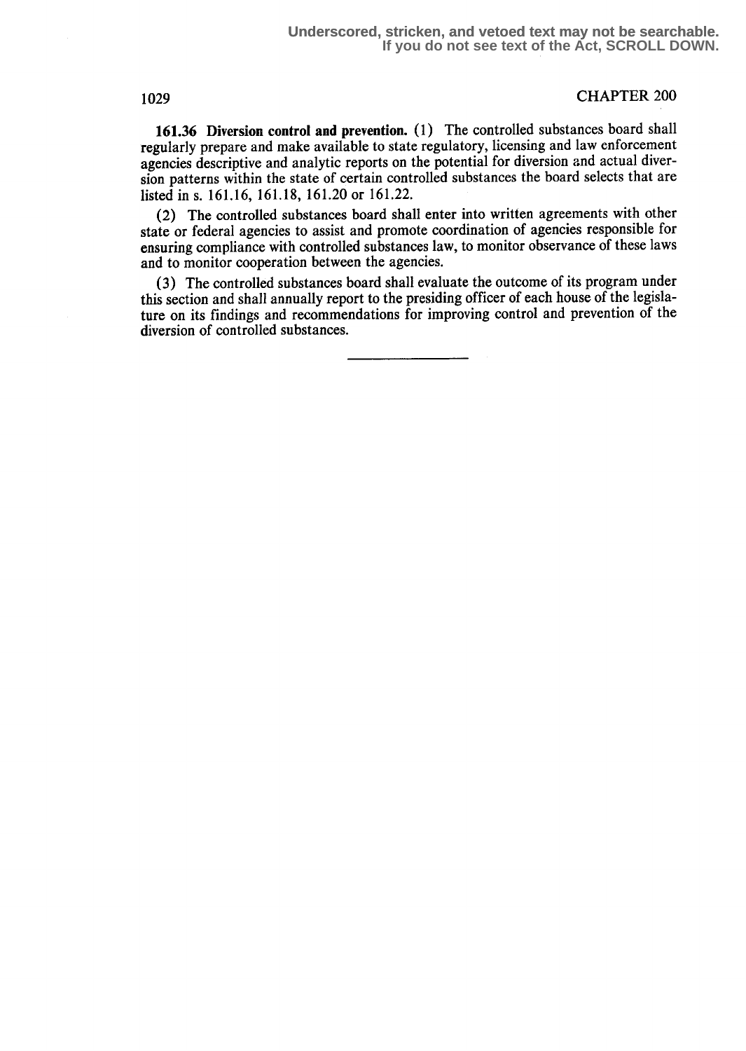**161.36 Diversion control and prevention.** (1) The controlled substances board shall regularly prepare and make available to state regulatory, licensing and law enforcement agencies descriptive and analytic reports on the potential for diversion and actual diversion patterns within the state of certain controlled substances the board selects that are listed in s. 161.16, 161.18, 161.20 or 161.22.

(2) The controlled substances board shall enter into written agreements with other state or federal agencies to assist and promote coordination of agencies responsible for ensuring compliance with controlled substances law, to monitor observance of these laws and to monitor cooperation between the agencies.

(3) The controlled substances board shall evaluate the outcome of its program under this section and shall annually report to the presiding officer of each house of the legislature on its findings and recommendations for improving control and prevention of the diversion of controlled substances.